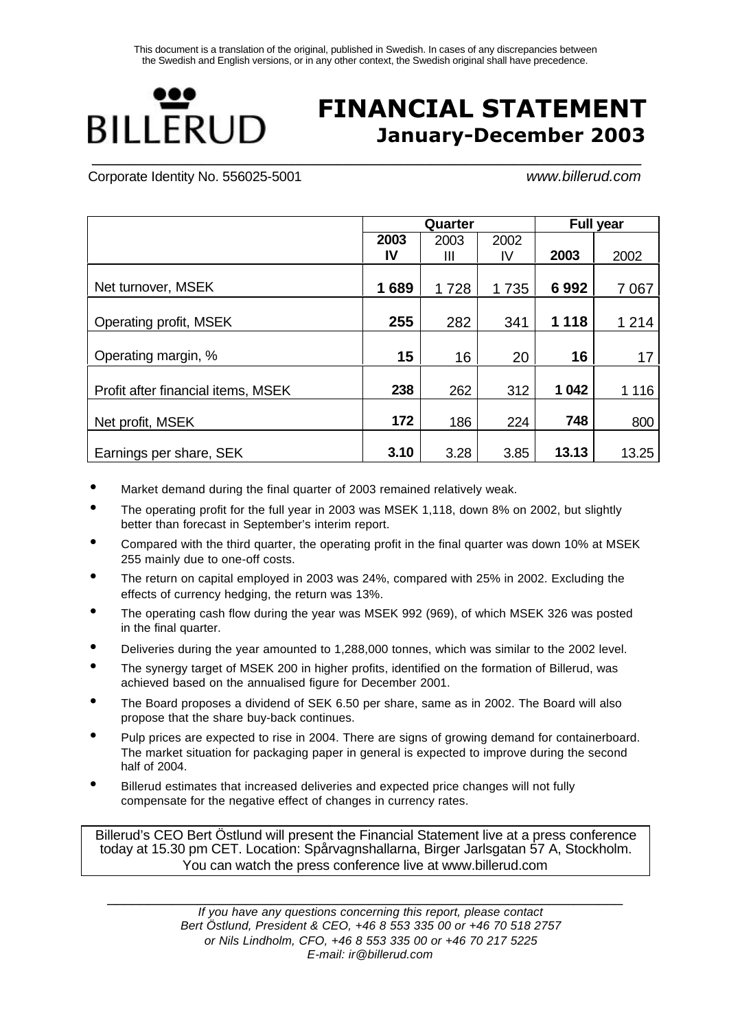This document is a translation of the original, published in Swedish. In cases of any discrepancies between the Swedish and English versions, or in any other context, the Swedish original shall have precedence.

BILLERUD

# FINANCIAL STATEMENT
## January-December 2003

Corporate Identity No. 556025-5001 www.billerud.com

| | Quarter | | | Full year | |
|---|---|---|---|---|---|
| | **2003 IV** | 2003 III | 2002 IV | **2003** | 2002 |
| Net turnover, MSEK | **1 689** | 1 728 | 1 735 | **6 992** | 7 067 |
| Operating profit, MSEK | **255** | 282 | 341 | **1 118** | 1 214 |
| Operating margin, % | **15** | 16 | 20 | **16** | 17 |
| Profit after financial items, MSEK | **238** | 262 | 312 | **1 042** | 1 116 |
| Net profit, MSEK | **172** | 186 | 224 | **748** | 800 |
| Earnings per share, SEK | **3.10** | 3.28 | 3.85 | **13.13** | 13.25 |

- Market demand during the final quarter of 2003 remained relatively weak.
- The operating profit for the full year in 2003 was MSEK 1,118, down 8% on 2002, but slightly better than forecast in September's interim report.
- Compared with the third quarter, the operating profit in the final quarter was down 10% at MSEK 255 mainly due to one-off costs.
- The return on capital employed in 2003 was 24%, compared with 25% in 2002. Excluding the effects of currency hedging, the return was 13%.
- The operating cash flow during the year was MSEK 992 (969), of which MSEK 326 was posted in the final quarter.
- Deliveries during the year amounted to 1,288,000 tonnes, which was similar to the 2002 level.
- The synergy target of MSEK 200 in higher profits, identified on the formation of Billerud, was achieved based on the annualised figure for December 2001.
- The Board proposes a dividend of SEK 6.50 per share, same as in 2002. The Board will also propose that the share buy-back continues.
- Pulp prices are expected to rise in 2004. There are signs of growing demand for containerboard. The market situation for packaging paper in general is expected to improve during the second half of 2004.
- Billerud estimates that increased deliveries and expected price changes will not fully compensate for the negative effect of changes in currency rates.

Billerud's CEO Bert Östlund will present the Financial Statement live at a press conference today at 15.30 pm CET. Location: Spårvagnshallarna, Birger Jarlsgatan 57 A, Stockholm. You can watch the press conference live at www.billerud.com

*If you have any questions concerning this report, please contact*
*Bert Östlund, President & CEO, +46 8 553 335 00 or +46 70 518 2757*
*or Nils Lindholm, CFO, +46 8 553 335 00 or +46 70 217 5225*
*E-mail: ir@billerud.com*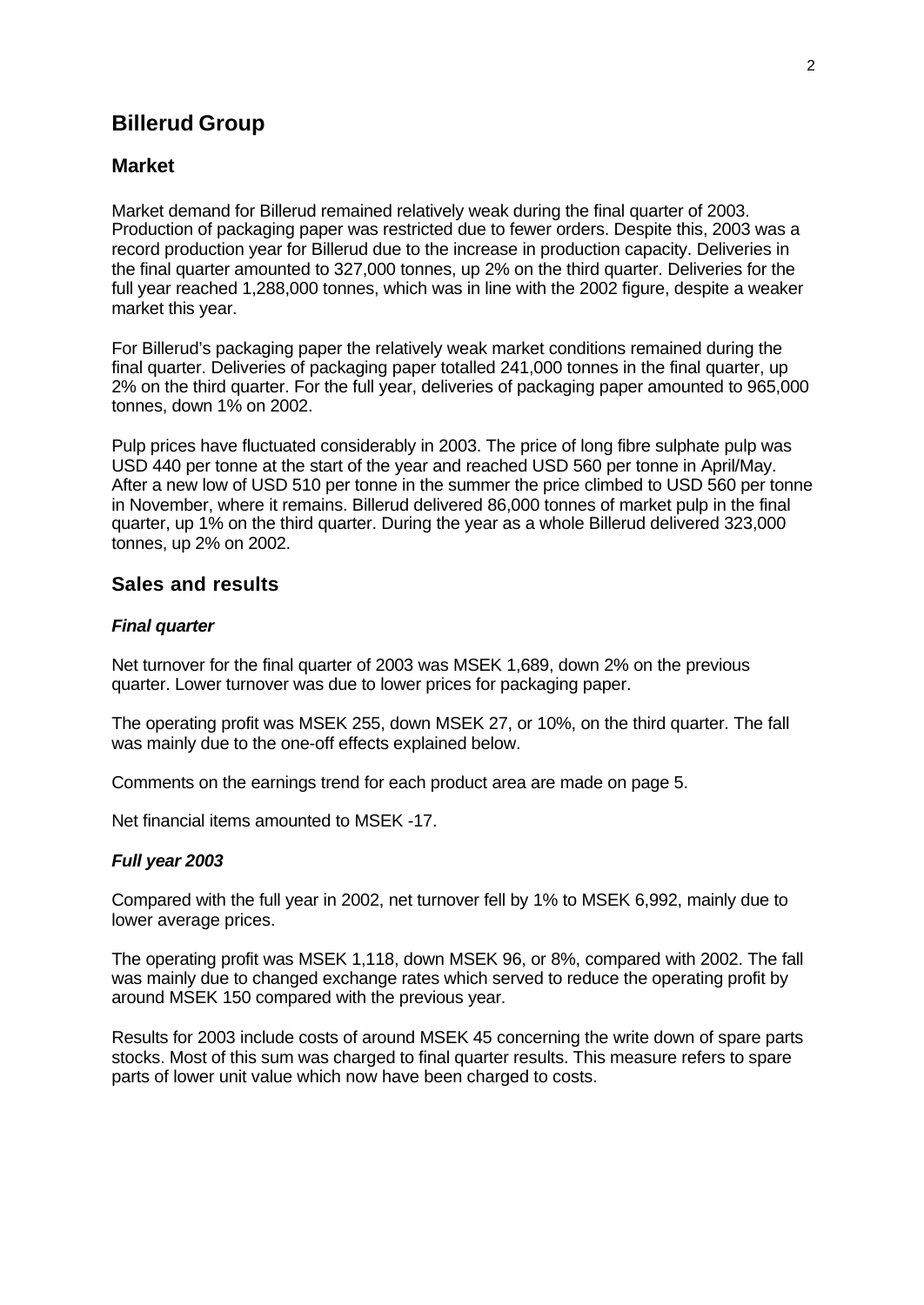# Billerud Group

## Market

Market demand for Billerud remained relatively weak during the final quarter of 2003. Production of packaging paper was restricted due to fewer orders. Despite this, 2003 was a record production year for Billerud due to the increase in production capacity. Deliveries in the final quarter amounted to 327,000 tonnes, up 2% on the third quarter. Deliveries for the full year reached 1,288,000 tonnes, which was in line with the 2002 figure, despite a weaker market this year.

For Billerud's packaging paper the relatively weak market conditions remained during the final quarter. Deliveries of packaging paper totalled 241,000 tonnes in the final quarter, up 2% on the third quarter. For the full year, deliveries of packaging paper amounted to 965,000 tonnes, down 1% on 2002.

Pulp prices have fluctuated considerably in 2003. The price of long fibre sulphate pulp was USD 440 per tonne at the start of the year and reached USD 560 per tonne in April/May. After a new low of USD 510 per tonne in the summer the price climbed to USD 560 per tonne in November, where it remains. Billerud delivered 86,000 tonnes of market pulp in the final quarter, up 1% on the third quarter. During the year as a whole Billerud delivered 323,000 tonnes, up 2% on 2002.

## Sales and results

### *Final quarter*

Net turnover for the final quarter of 2003 was MSEK 1,689, down 2% on the previous quarter. Lower turnover was due to lower prices for packaging paper.

The operating profit was MSEK 255, down MSEK 27, or 10%, on the third quarter. The fall was mainly due to the one-off effects explained below.

Comments on the earnings trend for each product area are made on page 5.

Net financial items amounted to MSEK -17.

### *Full year 2003*

Compared with the full year in 2002, net turnover fell by 1% to MSEK 6,992, mainly due to lower average prices.

The operating profit was MSEK 1,118, down MSEK 96, or 8%, compared with 2002. The fall was mainly due to changed exchange rates which served to reduce the operating profit by around MSEK 150 compared with the previous year.

Results for 2003 include costs of around MSEK 45 concerning the write down of spare parts stocks. Most of this sum was charged to final quarter results. This measure refers to spare parts of lower unit value which now have been charged to costs.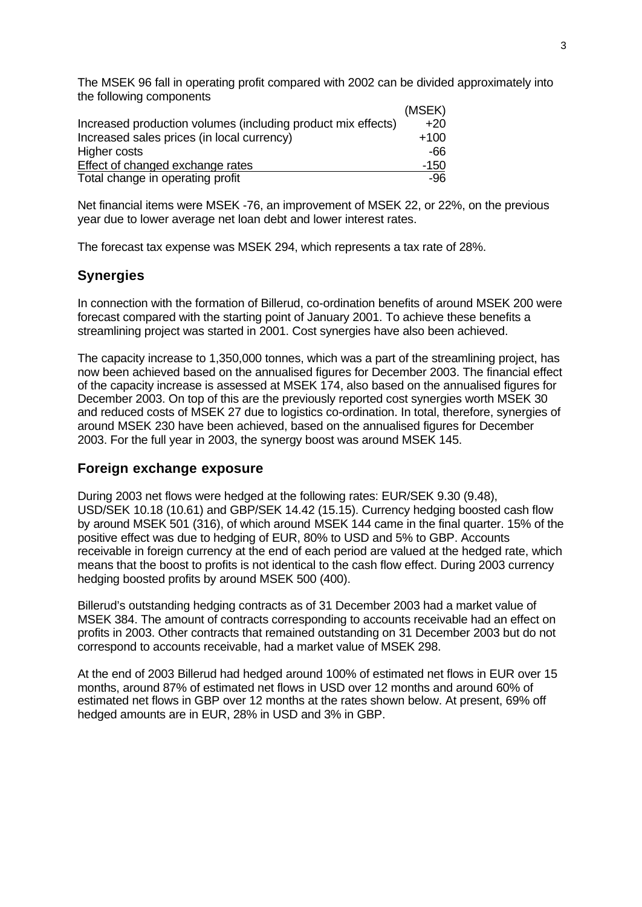The MSEK 96 fall in operating profit compared with 2002 can be divided approximately into the following components

| | (MSEK) |
|---|---|
| Increased production volumes (including product mix effects) | +20 |
| Increased sales prices (in local currency) | +100 |
| Higher costs | -66 |
| Effect of changed exchange rates | -150 |
| Total change in operating profit | -96 |

Net financial items were MSEK -76, an improvement of MSEK 22, or 22%, on the previous year due to lower average net loan debt and lower interest rates.

The forecast tax expense was MSEK 294, which represents a tax rate of 28%.

## Synergies

In connection with the formation of Billerud, co-ordination benefits of around MSEK 200 were forecast compared with the starting point of January 2001. To achieve these benefits a streamlining project was started in 2001. Cost synergies have also been achieved.

The capacity increase to 1,350,000 tonnes, which was a part of the streamlining project, has now been achieved based on the annualised figures for December 2003. The financial effect of the capacity increase is assessed at MSEK 174, also based on the annualised figures for December 2003. On top of this are the previously reported cost synergies worth MSEK 30 and reduced costs of MSEK 27 due to logistics co-ordination. In total, therefore, synergies of around MSEK 230 have been achieved, based on the annualised figures for December 2003. For the full year in 2003, the synergy boost was around MSEK 145.

## Foreign exchange exposure

During 2003 net flows were hedged at the following rates: EUR/SEK 9.30 (9.48), USD/SEK 10.18 (10.61) and GBP/SEK 14.42 (15.15). Currency hedging boosted cash flow by around MSEK 501 (316), of which around MSEK 144 came in the final quarter. 15% of the positive effect was due to hedging of EUR, 80% to USD and 5% to GBP. Accounts receivable in foreign currency at the end of each period are valued at the hedged rate, which means that the boost to profits is not identical to the cash flow effect. During 2003 currency hedging boosted profits by around MSEK 500 (400).

Billerud's outstanding hedging contracts as of 31 December 2003 had a market value of MSEK 384. The amount of contracts corresponding to accounts receivable had an effect on profits in 2003. Other contracts that remained outstanding on 31 December 2003 but do not correspond to accounts receivable, had a market value of MSEK 298.

At the end of 2003 Billerud had hedged around 100% of estimated net flows in EUR over 15 months, around 87% of estimated net flows in USD over 12 months and around 60% of estimated net flows in GBP over 12 months at the rates shown below. At present, 69% off hedged amounts are in EUR, 28% in USD and 3% in GBP.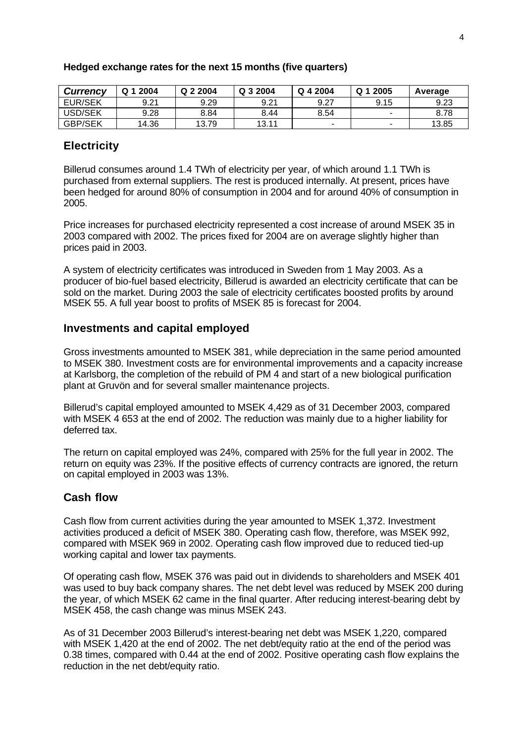**Hedged exchange rates for the next 15 months (five quarters)**

| *Currency* | Q 1 2004 | Q 2 2004 | Q 3 2004 | Q 4 2004 | Q 1 2005 | Average |
|---|---|---|---|---|---|---|
| EUR/SEK | 9.21 | 9.29 | 9.21 | 9.27 | 9.15 | 9.23 |
| USD/SEK | 9.28 | 8.84 | 8.44 | 8.54 | - | 8.78 |
| GBP/SEK | 14.36 | 13.79 | 13.11 | - | - | 13.85 |

## Electricity

Billerud consumes around 1.4 TWh of electricity per year, of which around 1.1 TWh is purchased from external suppliers. The rest is produced internally. At present, prices have been hedged for around 80% of consumption in 2004 and for around 40% of consumption in 2005.

Price increases for purchased electricity represented a cost increase of around MSEK 35 in 2003 compared with 2002. The prices fixed for 2004 are on average slightly higher than prices paid in 2003.

A system of electricity certificates was introduced in Sweden from 1 May 2003. As a producer of bio-fuel based electricity, Billerud is awarded an electricity certificate that can be sold on the market. During 2003 the sale of electricity certificates boosted profits by around MSEK 55. A full year boost to profits of MSEK 85 is forecast for 2004.

## Investments and capital employed

Gross investments amounted to MSEK 381, while depreciation in the same period amounted to MSEK 380. Investment costs are for environmental improvements and a capacity increase at Karlsborg, the completion of the rebuild of PM 4 and start of a new biological purification plant at Gruvön and for several smaller maintenance projects.

Billerud's capital employed amounted to MSEK 4,429 as of 31 December 2003, compared with MSEK 4 653 at the end of 2002. The reduction was mainly due to a higher liability for deferred tax.

The return on capital employed was 24%, compared with 25% for the full year in 2002. The return on equity was 23%. If the positive effects of currency contracts are ignored, the return on capital employed in 2003 was 13%.

## Cash flow

Cash flow from current activities during the year amounted to MSEK 1,372. Investment activities produced a deficit of MSEK 380. Operating cash flow, therefore, was MSEK 992, compared with MSEK 969 in 2002. Operating cash flow improved due to reduced tied-up working capital and lower tax payments.

Of operating cash flow, MSEK 376 was paid out in dividends to shareholders and MSEK 401 was used to buy back company shares. The net debt level was reduced by MSEK 200 during the year, of which MSEK 62 came in the final quarter. After reducing interest-bearing debt by MSEK 458, the cash change was minus MSEK 243.

As of 31 December 2003 Billerud's interest-bearing net debt was MSEK 1,220, compared with MSEK 1,420 at the end of 2002. The net debt/equity ratio at the end of the period was 0.38 times, compared with 0.44 at the end of 2002. Positive operating cash flow explains the reduction in the net debt/equity ratio.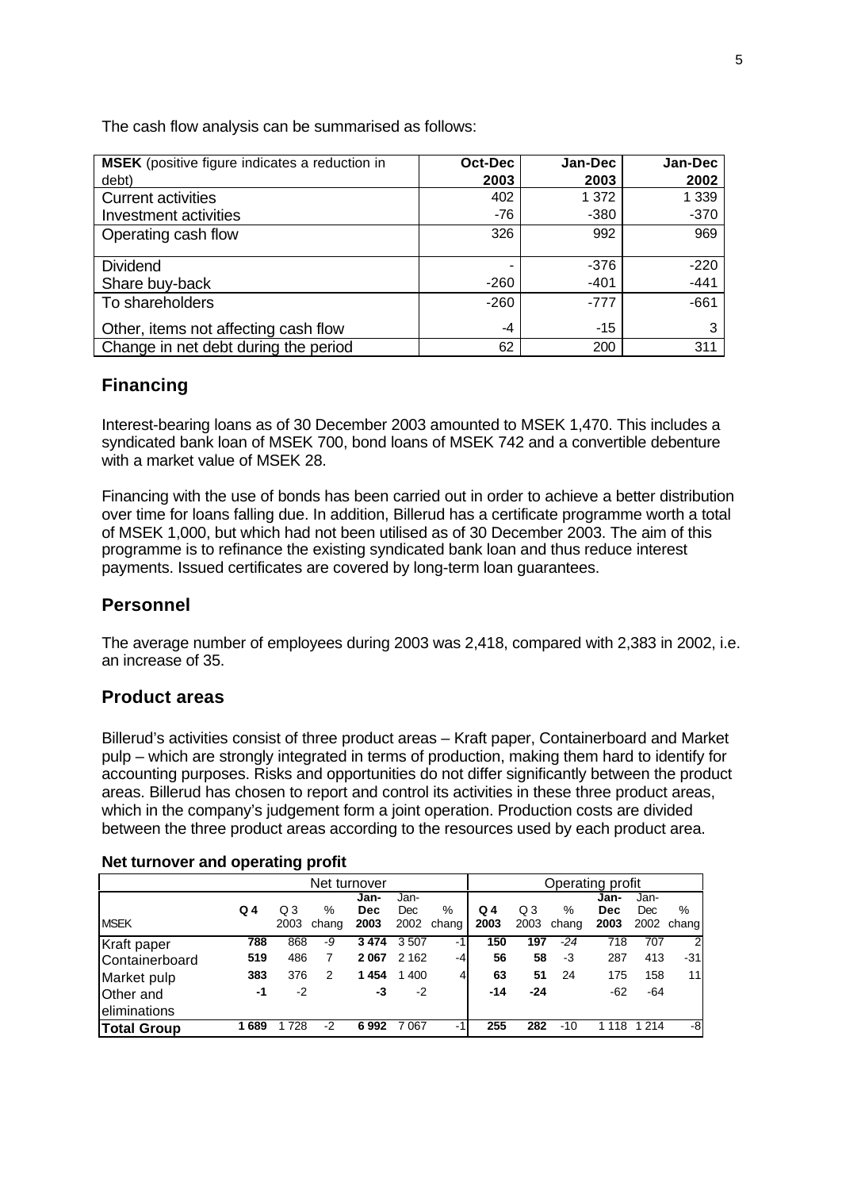The cash flow analysis can be summarised as follows:

| **MSEK** (positive figure indicates a reduction in debt) | **Oct-Dec 2003** | **Jan-Dec 2003** | **Jan-Dec 2002** |
|---|---|---|---|
| Current activities | 402 | 1 372 | 1 339 |
| Investment activities | -76 | -380 | -370 |
| Operating cash flow | 326 | 992 | 969 |
| Dividend | - | -376 | -220 |
| Share buy-back | -260 | -401 | -441 |
| To shareholders | -260 | -777 | -661 |
| Other, items not affecting cash flow | -4 | -15 | 3 |
| Change in net debt during the period | 62 | 200 | 311 |

## Financing

Interest-bearing loans as of 30 December 2003 amounted to MSEK 1,470. This includes a syndicated bank loan of MSEK 700, bond loans of MSEK 742 and a convertible debenture with a market value of MSEK 28.

Financing with the use of bonds has been carried out in order to achieve a better distribution over time for loans falling due. In addition, Billerud has a certificate programme worth a total of MSEK 1,000, but which had not been utilised as of 30 December 2003. The aim of this programme is to refinance the existing syndicated bank loan and thus reduce interest payments. Issued certificates are covered by long-term loan guarantees.

## Personnel

The average number of employees during 2003 was 2,418, compared with 2,383 in 2002, i.e. an increase of 35.

## Product areas

Billerud's activities consist of three product areas – Kraft paper, Containerboard and Market pulp – which are strongly integrated in terms of production, making them hard to identify for accounting purposes. Risks and opportunities do not differ significantly between the product areas. Billerud has chosen to report and control its activities in these three product areas, which in the company's judgement form a joint operation. Production costs are divided between the three product areas according to the resources used by each product area.

**Net turnover and operating profit**

| | Net turnover | | | | | | Operating profit | | | | | |
|---|---|---|---|---|---|---|---|---|---|---|---|---|
| MSEK | **Q 4** | Q 3 2003 | % chang | **Jan-Dec 2003** | Jan-Dec 2002 | % chang | **Q 4 2003** | Q 3 2003 | % chang | **Jan-Dec 2003** | Jan-Dec 2002 | % chang |
| Kraft paper | **788** | 868 | -9 | **3 474** | 3 507 | -1 | **150** | **197** | -24 | 718 | 707 | 2 |
| Containerboard | **519** | 486 | 7 | **2 067** | 2 162 | -4 | **56** | **58** | -3 | 287 | 413 | -31 |
| Market pulp | **383** | 376 | 2 | **1 454** | 1 400 | 4 | **63** | **51** | 24 | 175 | 158 | 11 |
| Other and eliminations | **-1** | -2 | | **-3** | -2 | | **-14** | **-24** | | -62 | -64 | |
| **Total Group** | **1 689** | 1 728 | -2 | **6 992** | 7 067 | -1 | **255** | **282** | -10 | 1 118 | 1 214 | -8 |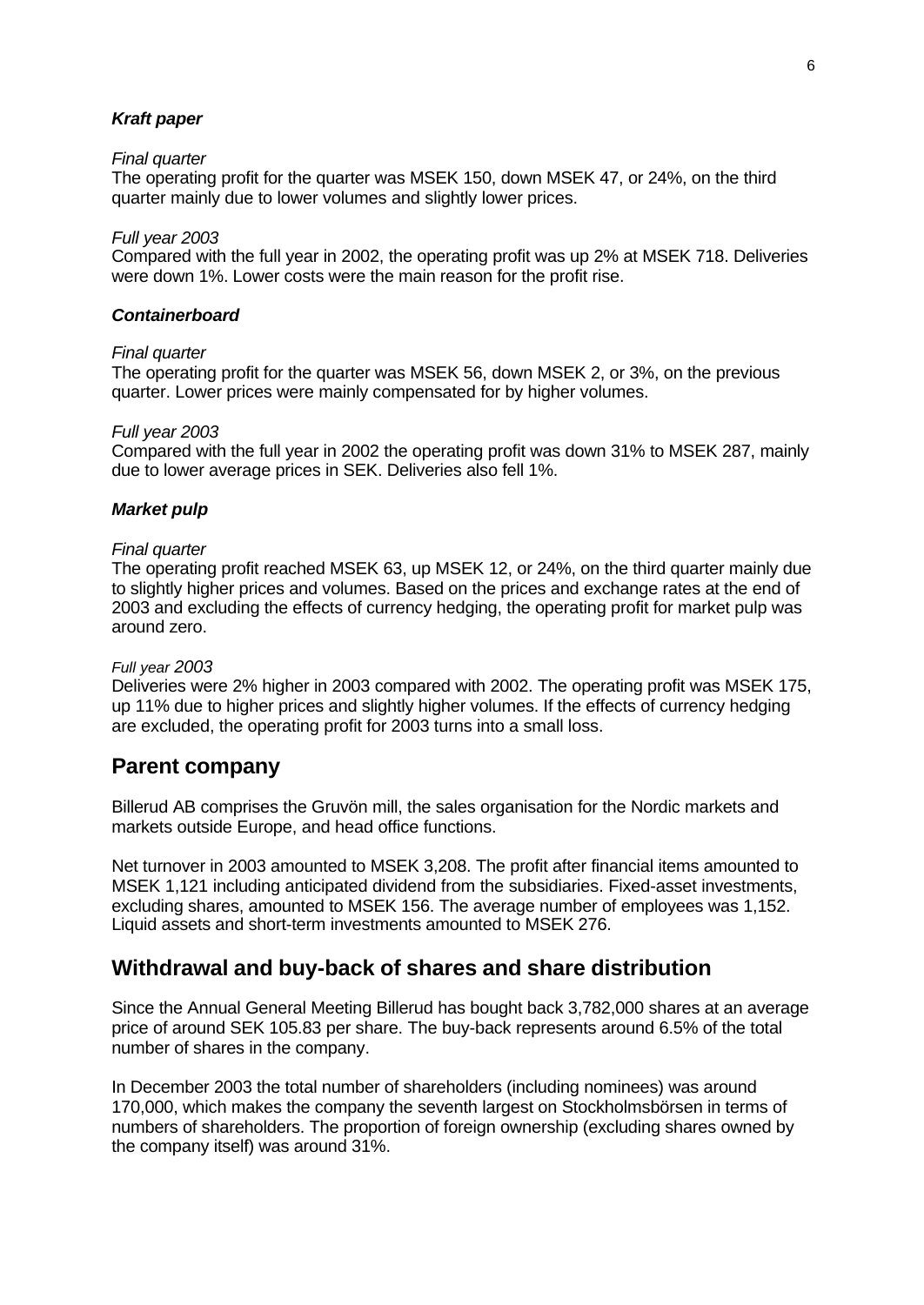### ***Kraft paper***

*Final quarter*

The operating profit for the quarter was MSEK 150, down MSEK 47, or 24%, on the third quarter mainly due to lower volumes and slightly lower prices.

*Full year 2003*

Compared with the full year in 2002, the operating profit was up 2% at MSEK 718. Deliveries were down 1%. Lower costs were the main reason for the profit rise.

### ***Containerboard***

*Final quarter*

The operating profit for the quarter was MSEK 56, down MSEK 2, or 3%, on the previous quarter. Lower prices were mainly compensated for by higher volumes.

*Full year 2003*

Compared with the full year in 2002 the operating profit was down 31% to MSEK 287, mainly due to lower average prices in SEK. Deliveries also fell 1%.

### ***Market pulp***

*Final quarter*

The operating profit reached MSEK 63, up MSEK 12, or 24%, on the third quarter mainly due to slightly higher prices and volumes. Based on the prices and exchange rates at the end of 2003 and excluding the effects of currency hedging, the operating profit for market pulp was around zero.

*Full year 2003*

Deliveries were 2% higher in 2003 compared with 2002. The operating profit was MSEK 175, up 11% due to higher prices and slightly higher volumes. If the effects of currency hedging are excluded, the operating profit for 2003 turns into a small loss.

## Parent company

Billerud AB comprises the Gruvön mill, the sales organisation for the Nordic markets and markets outside Europe, and head office functions.

Net turnover in 2003 amounted to MSEK 3,208. The profit after financial items amounted to MSEK 1,121 including anticipated dividend from the subsidiaries. Fixed-asset investments, excluding shares, amounted to MSEK 156. The average number of employees was 1,152. Liquid assets and short-term investments amounted to MSEK 276.

## Withdrawal and buy-back of shares and share distribution

Since the Annual General Meeting Billerud has bought back 3,782,000 shares at an average price of around SEK 105.83 per share. The buy-back represents around 6.5% of the total number of shares in the company.

In December 2003 the total number of shareholders (including nominees) was around 170,000, which makes the company the seventh largest on Stockholmsbörsen in terms of numbers of shareholders. The proportion of foreign ownership (excluding shares owned by the company itself) was around 31%.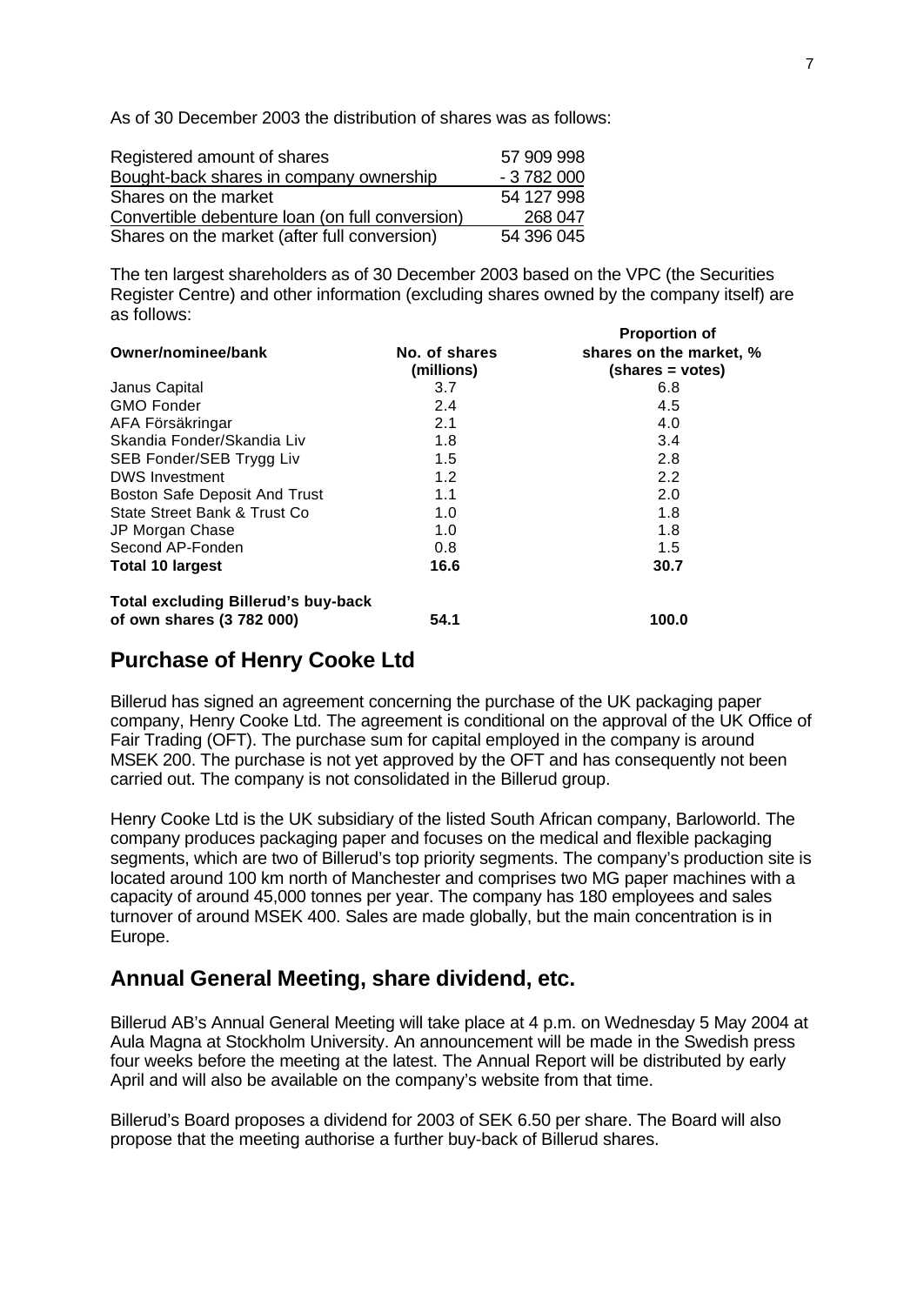As of 30 December 2003 the distribution of shares was as follows:

| | |
|---|---|
| Registered amount of shares | 57 909 998 |
| Bought-back shares in company ownership | - 3 782 000 |
| Shares on the market | 54 127 998 |
| Convertible debenture loan (on full conversion) | 268 047 |
| Shares on the market (after full conversion) | 54 396 045 |

The ten largest shareholders as of 30 December 2003 based on the VPC (the Securities Register Centre) and other information (excluding shares owned by the company itself) are as follows:

| **Owner/nominee/bank** | **No. of shares (millions)** | **Proportion of shares on the market, % (shares = votes)** |
|---|---|---|
| Janus Capital | 3.7 | 6.8 |
| GMO Fonder | 2.4 | 4.5 |
| AFA Försäkringar | 2.1 | 4.0 |
| Skandia Fonder/Skandia Liv | 1.8 | 3.4 |
| SEB Fonder/SEB Trygg Liv | 1.5 | 2.8 |
| DWS Investment | 1.2 | 2.2 |
| Boston Safe Deposit And Trust | 1.1 | 2.0 |
| State Street Bank & Trust Co | 1.0 | 1.8 |
| JP Morgan Chase | 1.0 | 1.8 |
| Second AP-Fonden | 0.8 | 1.5 |
| **Total 10 largest** | **16.6** | **30.7** |
| **Total excluding Billerud's buy-back of own shares (3 782 000)** | **54.1** | **100.0** |

## Purchase of Henry Cooke Ltd

Billerud has signed an agreement concerning the purchase of the UK packaging paper company, Henry Cooke Ltd. The agreement is conditional on the approval of the UK Office of Fair Trading (OFT). The purchase sum for capital employed in the company is around MSEK 200. The purchase is not yet approved by the OFT and has consequently not been carried out. The company is not consolidated in the Billerud group.

Henry Cooke Ltd is the UK subsidiary of the listed South African company, Barloworld. The company produces packaging paper and focuses on the medical and flexible packaging segments, which are two of Billerud's top priority segments. The company's production site is located around 100 km north of Manchester and comprises two MG paper machines with a capacity of around 45,000 tonnes per year. The company has 180 employees and sales turnover of around MSEK 400. Sales are made globally, but the main concentration is in Europe.

## Annual General Meeting, share dividend, etc.

Billerud AB's Annual General Meeting will take place at 4 p.m. on Wednesday 5 May 2004 at Aula Magna at Stockholm University. An announcement will be made in the Swedish press four weeks before the meeting at the latest. The Annual Report will be distributed by early April and will also be available on the company's website from that time.

Billerud's Board proposes a dividend for 2003 of SEK 6.50 per share. The Board will also propose that the meeting authorise a further buy-back of Billerud shares.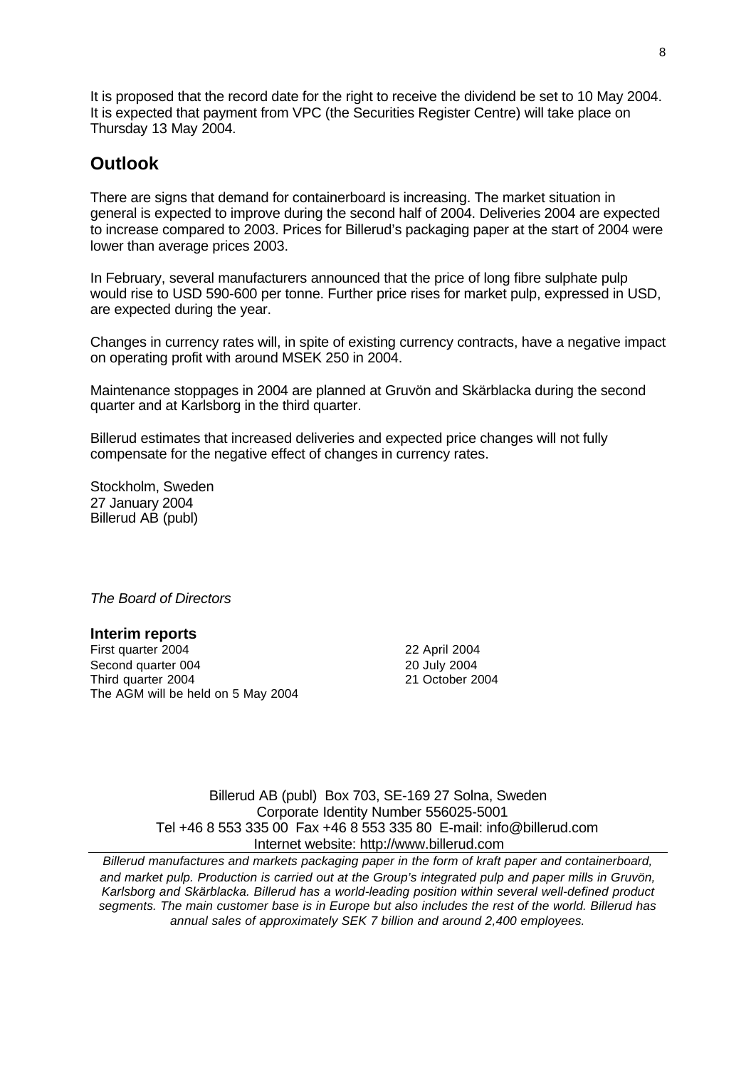It is proposed that the record date for the right to receive the dividend be set to 10 May 2004. It is expected that payment from VPC (the Securities Register Centre) will take place on Thursday 13 May 2004.

## Outlook

There are signs that demand for containerboard is increasing. The market situation in general is expected to improve during the second half of 2004. Deliveries 2004 are expected to increase compared to 2003. Prices for Billerud's packaging paper at the start of 2004 were lower than average prices 2003.

In February, several manufacturers announced that the price of long fibre sulphate pulp would rise to USD 590-600 per tonne. Further price rises for market pulp, expressed in USD, are expected during the year.

Changes in currency rates will, in spite of existing currency contracts, have a negative impact on operating profit with around MSEK 250 in 2004.

Maintenance stoppages in 2004 are planned at Gruvön and Skärblacka during the second quarter and at Karlsborg in the third quarter.

Billerud estimates that increased deliveries and expected price changes will not fully compensate for the negative effect of changes in currency rates.

Stockholm, Sweden
27 January 2004
Billerud AB (publ)

*The Board of Directors*

### Interim reports

| | |
|---|---|
| First quarter 2004 | 22 April 2004 |
| Second quarter 004 | 20 July 2004 |
| Third quarter 2004 | 21 October 2004 |

The AGM will be held on 5 May 2004

Billerud AB (publ) Box 703, SE-169 27 Solna, Sweden
Corporate Identity Number 556025-5001
Tel +46 8 553 335 00 Fax +46 8 553 335 80 E-mail: info@billerud.com
Internet website: http://www.billerud.com

*Billerud manufactures and markets packaging paper in the form of kraft paper and containerboard, and market pulp. Production is carried out at the Group's integrated pulp and paper mills in Gruvön, Karlsborg and Skärblacka. Billerud has a world-leading position within several well-defined product segments. The main customer base is in Europe but also includes the rest of the world. Billerud has annual sales of approximately SEK 7 billion and around 2,400 employees.*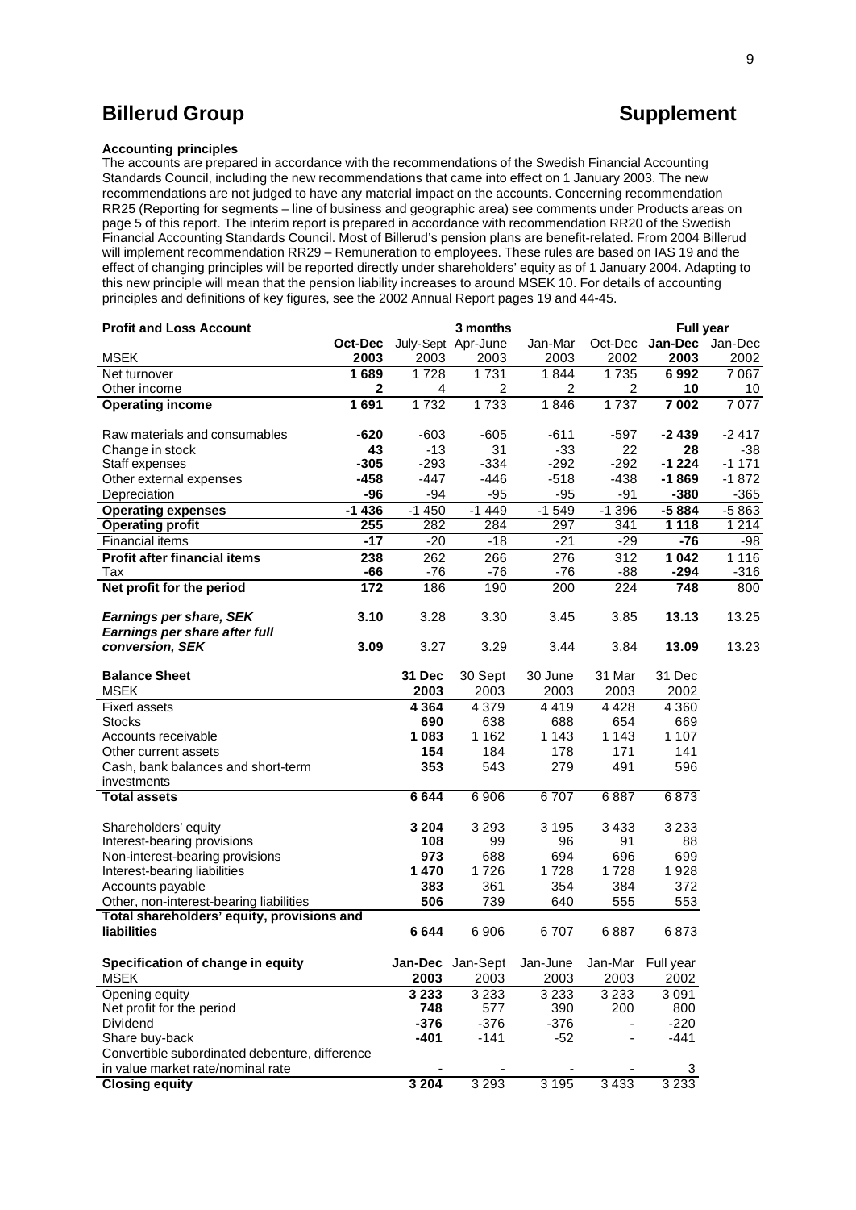# Billerud Group

## Supplement

**Accounting principles**

The accounts are prepared in accordance with the recommendations of the Swedish Financial Accounting Standards Council, including the new recommendations that came into effect on 1 January 2003. The new recommendations are not judged to have any material impact on the accounts. Concerning recommendation RR25 (Reporting for segments – line of business and geographic area) see comments under Products areas on page 5 of this report. The interim report is prepared in accordance with recommendation RR20 of the Swedish Financial Accounting Standards Council. Most of Billerud's pension plans are benefit-related. From 2004 Billerud will implement recommendation RR29 – Remuneration to employees. These rules are based on IAS 19 and the effect of changing principles will be reported directly under shareholders' equity as of 1 January 2004. Adapting to this new principle will mean that the pension liability increases to around MSEK 10. For details of accounting principles and definitions of key figures, see the 2002 Annual Report pages 19 and 44-45.

| **Profit and Loss Account** | | | 3 months | | | **Full year** | |
|---|---|---|---|---|---|---|---|
| MSEK | **Oct-Dec 2003** | July-Sept 2003 | Apr-June 2003 | Jan-Mar 2003 | Oct-Dec 2002 | **Jan-Dec 2003** | Jan-Dec 2002 |
| Net turnover | **1 689** | 1 728 | 1 731 | 1 844 | 1 735 | **6 992** | 7 067 |
| Other income | **2** | 4 | 2 | 2 | 2 | **10** | 10 |
| **Operating income** | **1 691** | 1 732 | 1 733 | 1 846 | 1 737 | **7 002** | 7 077 |
| Raw materials and consumables | **-620** | -603 | -605 | -611 | -597 | **-2 439** | -2 417 |
| Change in stock | **43** | -13 | 31 | -33 | 22 | **28** | -38 |
| Staff expenses | **-305** | -293 | -334 | -292 | -292 | **-1 224** | -1 171 |
| Other external expenses | **-458** | -447 | -446 | -518 | -438 | **-1 869** | -1 872 |
| Depreciation | **-96** | -94 | -95 | -95 | -91 | **-380** | -365 |
| **Operating expenses** | **-1 436** | -1 450 | -1 449 | -1 549 | -1 396 | **-5 884** | -5 863 |
| **Operating profit** | **255** | 282 | 284 | 297 | 341 | **1 118** | 1 214 |
| Financial items | **-17** | -20 | -18 | -21 | -29 | **-76** | -98 |
| **Profit after financial items** | **238** | 262 | 266 | 276 | 312 | **1 042** | 1 116 |
| Tax | **-66** | -76 | -76 | -76 | -88 | **-294** | -316 |
| **Net profit for the period** | **172** | 186 | 190 | 200 | 224 | **748** | 800 |
| ***Earnings per share, SEK*** | **3.10** | 3.28 | 3.30 | 3.45 | 3.85 | **13.13** | 13.25 |
| ***Earnings per share after full conversion, SEK*** | **3.09** | 3.27 | 3.29 | 3.44 | 3.84 | **13.09** | 13.23 |

| **Balance Sheet** MSEK | **31 Dec 2003** | 30 Sept 2003 | 30 June 2003 | 31 Mar 2003 | 31 Dec 2002 |
|---|---|---|---|---|---|
| Fixed assets | **4 364** | 4 379 | 4 419 | 4 428 | 4 360 |
| Stocks | **690** | 638 | 688 | 654 | 669 |
| Accounts receivable | **1 083** | 1 162 | 1 143 | 1 143 | 1 107 |
| Other current assets | **154** | 184 | 178 | 171 | 141 |
| Cash, bank balances and short-term investments | **353** | 543 | 279 | 491 | 596 |
| **Total assets** | **6 644** | 6 906 | 6 707 | 6 887 | 6 873 |
| Shareholders' equity | **3 204** | 3 293 | 3 195 | 3 433 | 3 233 |
| Interest-bearing provisions | **108** | 99 | 96 | 91 | 88 |
| Non-interest-bearing provisions | **973** | 688 | 694 | 696 | 699 |
| Interest-bearing liabilities | **1 470** | 1 726 | 1 728 | 1 728 | 1 928 |
| Accounts payable | **383** | 361 | 354 | 384 | 372 |
| Other, non-interest-bearing liabilities | **506** | 739 | 640 | 555 | 553 |
| **Total shareholders' equity, provisions and liabilities** | **6 644** | 6 906 | 6 707 | 6 887 | 6 873 |

| **Specification of change in equity** MSEK | **Jan-Dec 2003** | Jan-Sept 2003 | Jan-June 2003 | Jan-Mar 2003 | Full year 2002 |
|---|---|---|---|---|---|
| Opening equity | **3 233** | 3 233 | 3 233 | 3 233 | 3 091 |
| Net profit for the period | **748** | 577 | 390 | 200 | 800 |
| Dividend | **-376** | -376 | -376 | - | -220 |
| Share buy-back | **-401** | -141 | -52 | - | -441 |
| Convertible subordinated debenture, difference in value market rate/nominal rate | **-** | - | - | - | 3 |
| **Closing equity** | **3 204** | 3 293 | 3 195 | 3 433 | 3 233 |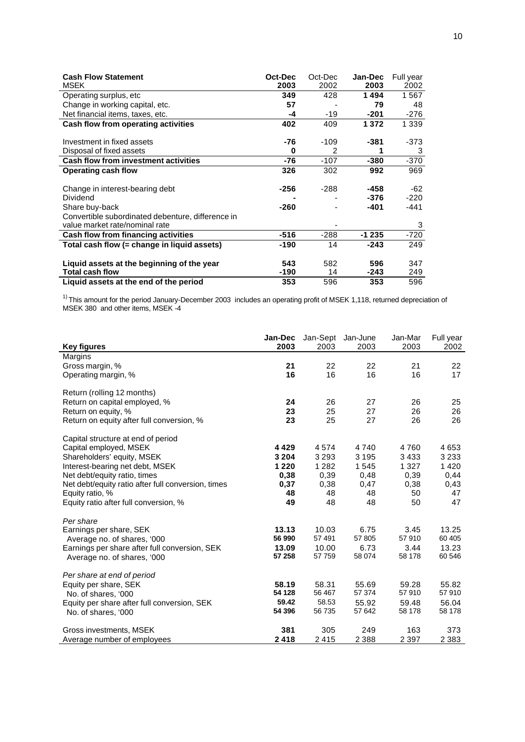| **Cash Flow Statement** MSEK | **Oct-Dec 2003** | Oct-Dec 2002 | **Jan-Dec 2003** | Full year 2002 |
|---|---|---|---|---|
| Operating surplus, etc | **349** | 428 | **1 494** | 1 567 |
| Change in working capital, etc. | **57** | - | **79** | 48 |
| Net financial items, taxes, etc. | **-4** | -19 | **-201** | -276 |
| **Cash flow from operating activities** | **402** | 409 | **1 372** | 1 339 |
| Investment in fixed assets | **-76** | -109 | **-381** | -373 |
| Disposal of fixed assets | **0** | 2 | **1** | 3 |
| **Cash flow from investment activities** | **-76** | -107 | **-380** | -370 |
| **Operating cash flow** | **326** | 302 | **992** | 969 |
| Change in interest-bearing debt | **-256** | -288 | **-458** | -62 |
| Dividend | **-** | - | **-376** | -220 |
| Share buy-back | **-260** | - | **-401** | -441 |
| Convertible subordinated debenture, difference in value market rate/nominal rate | | - | | 3 |
| **Cash flow from financing activities** | **-516** | -288 | **-1 235** | -720 |
| **Total cash flow (= change in liquid assets)** | **-190** | 14 | **-243** | 249 |
| **Liquid assets at the beginning of the year** | **543** | 582 | **596** | 347 |
| **Total cash flow** | **-190** | 14 | **-243** | 249 |
| **Liquid assets at the end of the period** | **353** | 596 | **353** | 596 |

[1)] This amount for the period January-December 2003 includes an operating profit of MSEK 1,118, returned depreciation of MSEK 380 and other items, MSEK -4

| **Key figures** | **Jan-Dec 2003** | Jan-Sept 2003 | Jan-June 2003 | Jan-Mar 2003 | Full year 2002 |
|---|---|---|---|---|---|
| Margins | | | | | |
| Gross margin, % | **21** | 22 | 22 | 21 | 22 |
| Operating margin, % | **16** | 16 | 16 | 16 | 17 |
| Return (rolling 12 months) | | | | | |
| Return on capital employed, % | **24** | 26 | 27 | 26 | 25 |
| Return on equity, % | **23** | 25 | 27 | 26 | 26 |
| Return on equity after full conversion, % | **23** | 25 | 27 | 26 | 26 |
| Capital structure at end of period | | | | | |
| Capital employed, MSEK | **4 429** | 4 574 | 4 740 | 4 760 | 4 653 |
| Shareholders' equity, MSEK | **3 204** | 3 293 | 3 195 | 3 433 | 3 233 |
| Interest-bearing net debt, MSEK | **1 220** | 1 282 | 1 545 | 1 327 | 1 420 |
| Net debt/equity ratio, times | **0,38** | 0,39 | 0,48 | 0,39 | 0,44 |
| Net debt/equity ratio after full conversion, times | **0,37** | 0,38 | 0,47 | 0,38 | 0,43 |
| Equity ratio, % | **48** | 48 | 48 | 50 | 47 |
| Equity ratio after full conversion, % | **49** | 48 | 48 | 50 | 47 |
| *Per share* | | | | | |
| Earnings per share, SEK | **13.13** | 10.03 | 6.75 | 3.45 | 13.25 |
| Average no. of shares, '000 | **56 990** | 57 491 | 57 805 | 57 910 | 60 405 |
| Earnings per share after full conversion, SEK | **13.09** | 10.00 | 6.73 | 3.44 | 13.23 |
| Average no. of shares, '000 | **57 258** | 57 759 | 58 074 | 58 178 | 60 546 |
| *Per share at end of period* | | | | | |
| Equity per share, SEK | **58.19** | 58.31 | 55.69 | 59.28 | 55.82 |
| No. of shares, '000 | **54 128** | 56 467 | 57 374 | 57 910 | 57 910 |
| Equity per share after full conversion, SEK | **59.42** | 58.53 | 55.92 | 59.48 | 56.04 |
| No. of shares, '000 | **54 396** | 56 735 | 57 642 | 58 178 | 58 178 |
| Gross investments, MSEK | **381** | 305 | 249 | 163 | 373 |
| Average number of employees | **2 418** | 2 415 | 2 388 | 2 397 | 2 383 |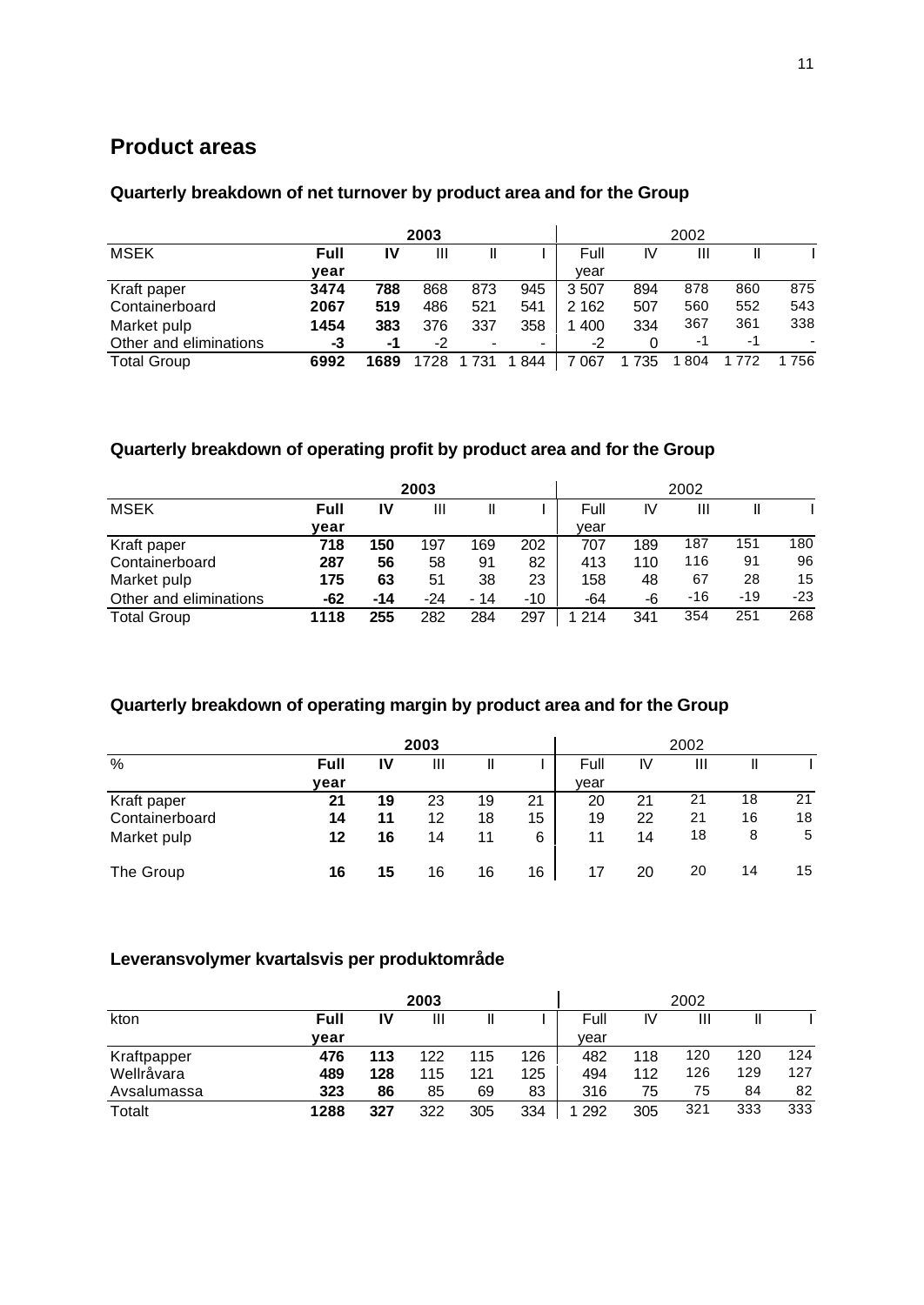## Product areas

### Quarterly breakdown of net turnover by product area and for the Group

| | 2003 | | | | | 2002 | | | | |
|---|---|---|---|---|---|---|---|---|---|---|
| MSEK | **Full year** | **IV** | III | II | I | Full year | IV | III | II | I |
| Kraft paper | **3474** | **788** | 868 | 873 | 945 | 3 507 | 894 | 878 | 860 | 875 |
| Containerboard | **2067** | **519** | 486 | 521 | 541 | 2 162 | 507 | 560 | 552 | 543 |
| Market pulp | **1454** | **383** | 376 | 337 | 358 | 1 400 | 334 | 367 | 361 | 338 |
| Other and eliminations | **-3** | **-1** | -2 | - | - | -2 | 0 | -1 | -1 | - |
| Total Group | **6992** | **1689** | 1728 | 1 731 | 1 844 | 7 067 | 1 735 | 1 804 | 1 772 | 1 756 |

### Quarterly breakdown of operating profit by product area and for the Group

| | 2003 | | | | | 2002 | | | | |
|---|---|---|---|---|---|---|---|---|---|---|
| MSEK | **Full year** | **IV** | III | II | I | Full year | IV | III | II | I |
| Kraft paper | **718** | **150** | 197 | 169 | 202 | 707 | 189 | 187 | 151 | 180 |
| Containerboard | **287** | **56** | 58 | 91 | 82 | 413 | 110 | 116 | 91 | 96 |
| Market pulp | **175** | **63** | 51 | 38 | 23 | 158 | 48 | 67 | 28 | 15 |
| Other and eliminations | **-62** | **-14** | -24 | - 14 | -10 | -64 | -6 | -16 | -19 | -23 |
| Total Group | **1118** | **255** | 282 | 284 | 297 | 1 214 | 341 | 354 | 251 | 268 |

### Quarterly breakdown of operating margin by product area and for the Group

| | 2003 | | | | | 2002 | | | | |
|---|---|---|---|---|---|---|---|---|---|---|
| % | **Full year** | **IV** | III | II | I | Full year | IV | III | II | I |
| Kraft paper | **21** | **19** | 23 | 19 | 21 | 20 | 21 | 21 | 18 | 21 |
| Containerboard | **14** | **11** | 12 | 18 | 15 | 19 | 22 | 21 | 16 | 18 |
| Market pulp | **12** | **16** | 14 | 11 | 6 | 11 | 14 | 18 | 8 | 5 |
| The Group | **16** | **15** | 16 | 16 | 16 | 17 | 20 | 20 | 14 | 15 |

### Leveransvolymer kvartalsvis per produktområde

| | 2003 | | | | | 2002 | | | | |
|---|---|---|---|---|---|---|---|---|---|---|
| kton | **Full year** | **IV** | III | II | I | Full year | IV | III | II | I |
| Kraftpapper | **476** | **113** | 122 | 115 | 126 | 482 | 118 | 120 | 120 | 124 |
| Wellråvara | **489** | **128** | 115 | 121 | 125 | 494 | 112 | 126 | 129 | 127 |
| Avsalumassa | **323** | **86** | 85 | 69 | 83 | 316 | 75 | 75 | 84 | 82 |
| Totalt | **1288** | **327** | 322 | 305 | 334 | 1 292 | 305 | 321 | 333 | 333 |